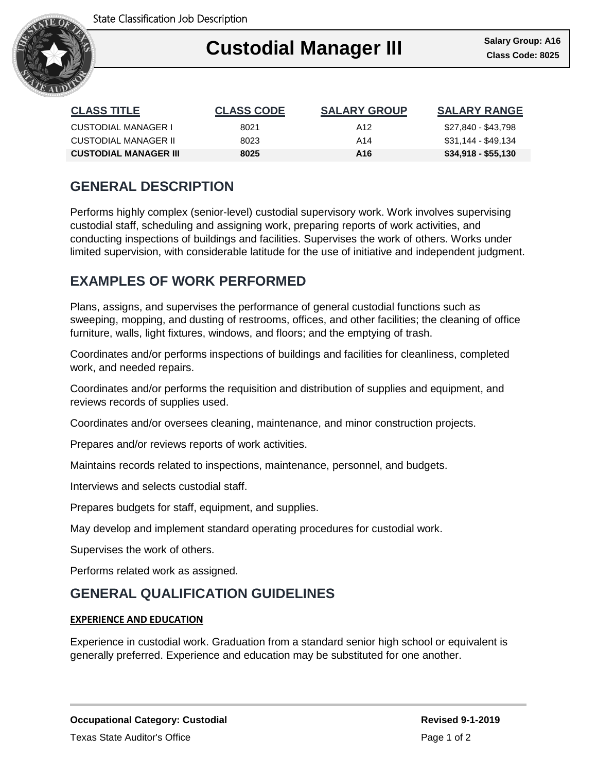State Classification Job Description

# Custodial Manager III

**Salary Group: A16**
**Class Code: 8025**

| CLASS TITLE | CLASS CODE | SALARY GROUP | SALARY RANGE |
|---|---|---|---|
| CUSTODIAL MANAGER I | 8021 | A12 | $27,840 - $43,798 |
| CUSTODIAL MANAGER II | 8023 | A14 | $31,144 - $49,134 |
| **CUSTODIAL MANAGER III** | **8025** | **A16** | **$34,918 - $55,130** |

## GENERAL DESCRIPTION

Performs highly complex (senior-level) custodial supervisory work. Work involves supervising custodial staff, scheduling and assigning work, preparing reports of work activities, and conducting inspections of buildings and facilities. Supervises the work of others. Works under limited supervision, with considerable latitude for the use of initiative and independent judgment.

## EXAMPLES OF WORK PERFORMED

Plans, assigns, and supervises the performance of general custodial functions such as sweeping, mopping, and dusting of restrooms, offices, and other facilities; the cleaning of office furniture, walls, light fixtures, windows, and floors; and the emptying of trash.

Coordinates and/or performs inspections of buildings and facilities for cleanliness, completed work, and needed repairs.

Coordinates and/or performs the requisition and distribution of supplies and equipment, and reviews records of supplies used.

Coordinates and/or oversees cleaning, maintenance, and minor construction projects.

Prepares and/or reviews reports of work activities.

Maintains records related to inspections, maintenance, personnel, and budgets.

Interviews and selects custodial staff.

Prepares budgets for staff, equipment, and supplies.

May develop and implement standard operating procedures for custodial work.

Supervises the work of others.

Performs related work as assigned.

## GENERAL QUALIFICATION GUIDELINES

### EXPERIENCE AND EDUCATION

Experience in custodial work. Graduation from a standard senior high school or equivalent is generally preferred. Experience and education may be substituted for one another.

**Occupational Category: Custodial**

**Revised 9-1-2019**

Texas State Auditor's Office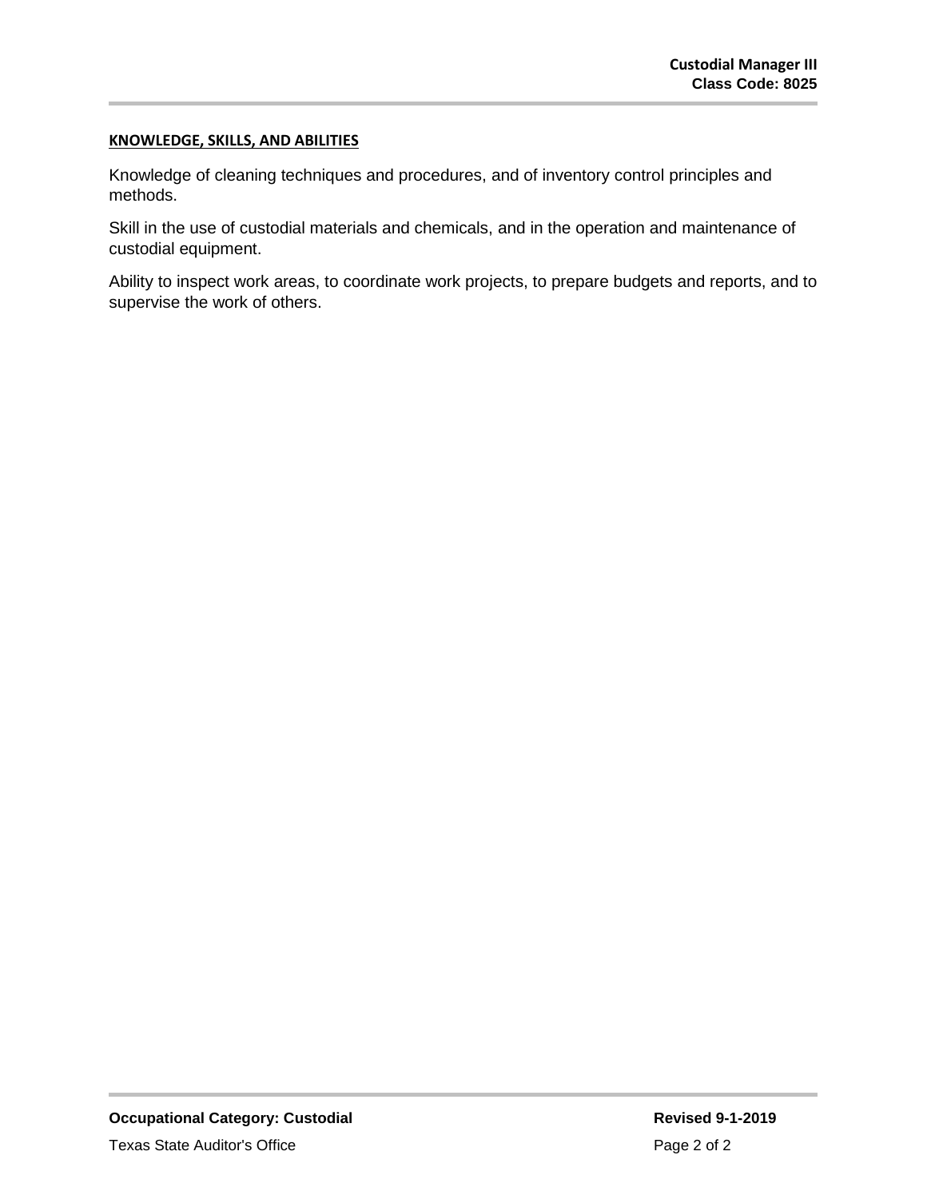## KNOWLEDGE, SKILLS, AND ABILITIES

Knowledge of cleaning techniques and procedures, and of inventory control principles and methods.

Skill in the use of custodial materials and chemicals, and in the operation and maintenance of custodial equipment.

Ability to inspect work areas, to coordinate work projects, to prepare budgets and reports, and to supervise the work of others.